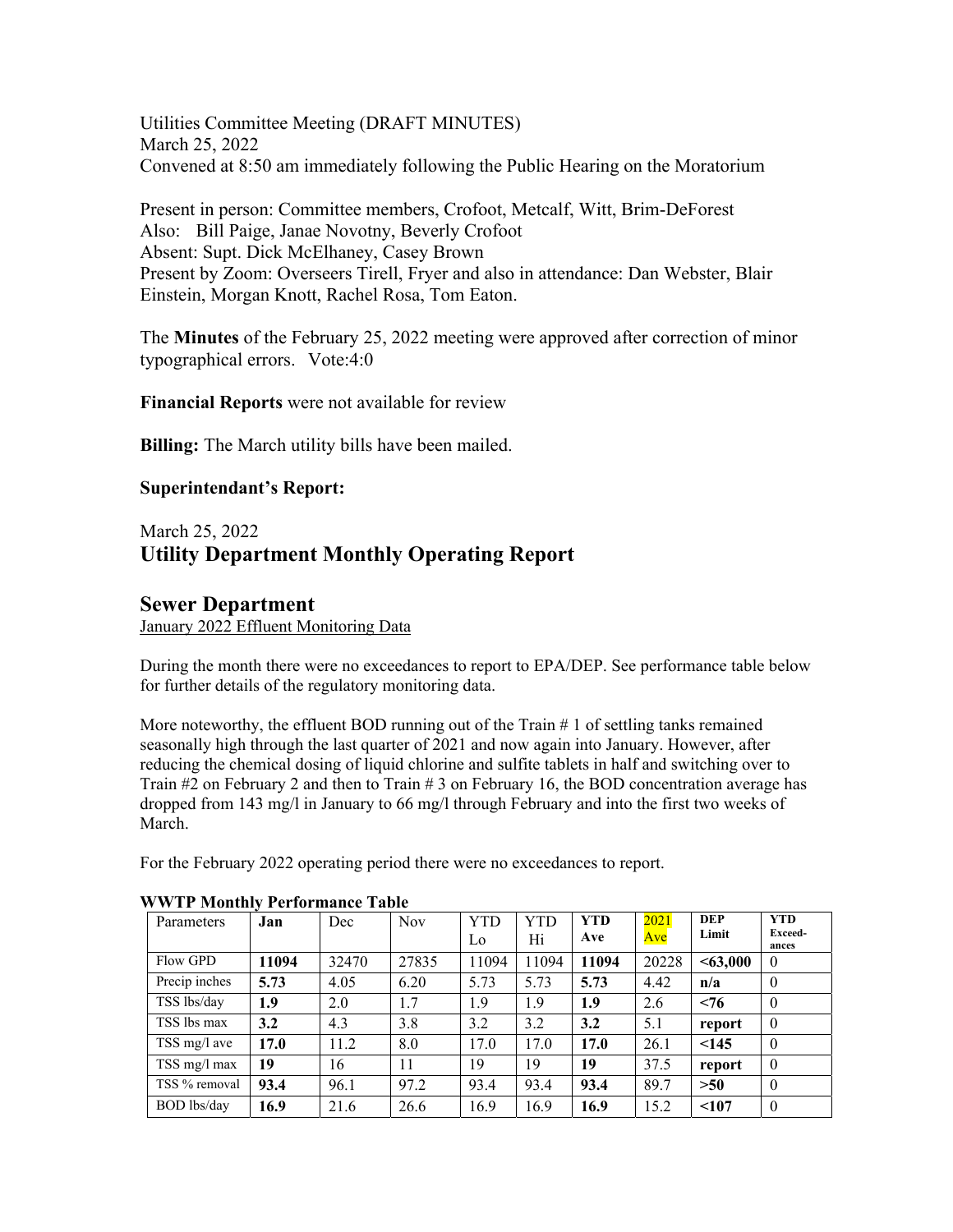Utilities Committee Meeting (DRAFT MINUTES)
March 25, 2022
Convened at 8:50 am immediately following the Public Hearing on the Moratorium

Present in person: Committee members, Crofoot, Metcalf, Witt, Brim-DeForest
Also: Bill Paige, Janae Novotny, Beverly Crofoot
Absent: Supt. Dick McElhaney, Casey Brown
Present by Zoom: Overseers Tirell, Fryer and also in attendance: Dan Webster, Blair Einstein, Morgan Knott, Rachel Rosa, Tom Eaton.

The **Minutes** of the February 25, 2022 meeting were approved after correction of minor typographical errors. Vote:4:0

**Financial Reports** were not available for review

**Billing:** The March utility bills have been mailed.

**Superintendant's Report:**

March 25, 2022
## Utility Department Monthly Operating Report

## Sewer Department

January 2022 Effluent Monitoring Data

During the month there were no exceedances to report to EPA/DEP. See performance table below for further details of the regulatory monitoring data.

More noteworthy, the effluent BOD running out of the Train # 1 of settling tanks remained seasonally high through the last quarter of 2021 and now again into January. However, after reducing the chemical dosing of liquid chlorine and sulfite tablets in half and switching over to Train #2 on February 2 and then to Train # 3 on February 16, the BOD concentration average has dropped from 143 mg/l in January to 66 mg/l through February and into the first two weeks of March.

For the February 2022 operating period there were no exceedances to report.

**WWTP Monthly Performance Table**

| Parameters | **Jan** | Dec | Nov | YTD Lo | YTD Hi | **YTD Ave** | 2021 Ave | **DEP Limit** | **YTD Exceed-ances** |
|---|---|---|---|---|---|---|---|---|---|
| Flow GPD | **11094** | 32470 | 27835 | 11094 | 11094 | **11094** | 20228 | **<63,000** | 0 |
| Precip inches | **5.73** | 4.05 | 6.20 | 5.73 | 5.73 | **5.73** | 4.42 | **n/a** | 0 |
| TSS lbs/day | **1.9** | 2.0 | 1.7 | 1.9 | 1.9 | **1.9** | 2.6 | **<76** | 0 |
| TSS lbs max | **3.2** | 4.3 | 3.8 | 3.2 | 3.2 | **3.2** | 5.1 | **report** | 0 |
| TSS mg/l ave | **17.0** | 11.2 | 8.0 | 17.0 | 17.0 | **17.0** | 26.1 | **<145** | 0 |
| TSS mg/l max | **19** | 16 | 11 | 19 | 19 | **19** | 37.5 | **report** | 0 |
| TSS % removal | **93.4** | 96.1 | 97.2 | 93.4 | 93.4 | **93.4** | 89.7 | **>50** | 0 |
| BOD lbs/day | **16.9** | 21.6 | 26.6 | 16.9 | 16.9 | **16.9** | 15.2 | **<107** | 0 |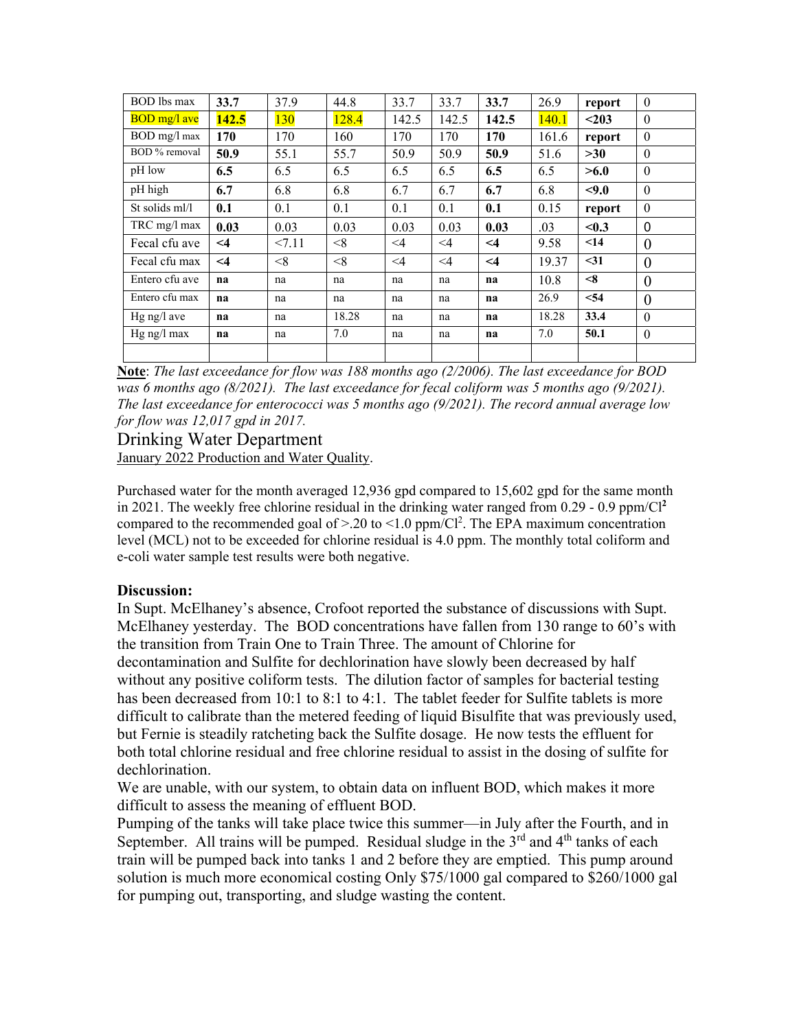| BOD lbs max | **33.7** | 37.9 | 44.8 | 33.7 | 33.7 | **33.7** | 26.9 | **report** | 0 |
|---|---|---|---|---|---|---|---|---|---|
| BOD mg/l ave | **142.5** | 130 | 128.4 | 142.5 | 142.5 | **142.5** | 140.1 | **<203** | 0 |
| BOD mg/l max | **170** | 170 | 160 | 170 | 170 | **170** | 161.6 | **report** | 0 |
| BOD % removal | **50.9** | 55.1 | 55.7 | 50.9 | 50.9 | **50.9** | 51.6 | **>30** | 0 |
| pH low | **6.5** | 6.5 | 6.5 | 6.5 | 6.5 | **6.5** | 6.5 | **>6.0** | 0 |
| pH high | **6.7** | 6.8 | 6.8 | 6.7 | 6.7 | **6.7** | 6.8 | **<9.0** | 0 |
| St solids ml/l | **0.1** | 0.1 | 0.1 | 0.1 | 0.1 | **0.1** | 0.15 | **report** | 0 |
| TRC mg/l max | **0.03** | 0.03 | 0.03 | 0.03 | 0.03 | **0.03** | .03 | **<0.3** | 0 |
| Fecal cfu ave | **<4** | <7.11 | <8 | <4 | <4 | **<4** | 9.58 | **<14** | 0 |
| Fecal cfu max | **<4** | <8 | <8 | <4 | <4 | **<4** | 19.37 | **<31** | 0 |
| Entero cfu ave | **na** | na | na | na | na | **na** | 10.8 | **<8** | 0 |
| Entero cfu max | **na** | na | na | na | na | **na** | 26.9 | **<54** | 0 |
| Hg ng/l ave | **na** | na | 18.28 | na | na | **na** | 18.28 | **33.4** | 0 |
| Hg ng/l max | **na** | na | 7.0 | na | na | **na** | 7.0 | **50.1** | 0 |
| | | | | | | | | | |

**Note**: *The last exceedance for flow was 188 months ago (2/2006). The last exceedance for BOD was 6 months ago (8/2021). The last exceedance for fecal coliform was 5 months ago (9/2021). The last exceedance for enterococci was 5 months ago (9/2021). The record annual average low for flow was 12,017 gpd in 2017.*

## Drinking Water Department

January 2022 Production and Water Quality.

Purchased water for the month averaged 12,936 gpd compared to 15,602 gpd for the same month in 2021. The weekly free chlorine residual in the drinking water ranged from 0.29 - 0.9 ppm/$Cl^2$ compared to the recommended goal of >.20 to <1.0 ppm/$Cl^2$. The EPA maximum concentration level (MCL) not to be exceeded for chlorine residual is 4.0 ppm. The monthly total coliform and e-coli water sample test results were both negative.

**Discussion:**

In Supt. McElhaney's absence, Crofoot reported the substance of discussions with Supt. McElhaney yesterday. The BOD concentrations have fallen from 130 range to 60's with the transition from Train One to Train Three. The amount of Chlorine for decontamination and Sulfite for dechlorination have slowly been decreased by half without any positive coliform tests. The dilution factor of samples for bacterial testing has been decreased from 10:1 to 8:1 to 4:1. The tablet feeder for Sulfite tablets is more difficult to calibrate than the metered feeding of liquid Bisulfite that was previously used, but Fernie is steadily ratcheting back the Sulfite dosage. He now tests the effluent for both total chlorine residual and free chlorine residual to assist in the dosing of sulfite for dechlorination.

We are unable, with our system, to obtain data on influent BOD, which makes it more difficult to assess the meaning of effluent BOD.

Pumping of the tanks will take place twice this summer—in July after the Fourth, and in September. All trains will be pumped. Residual sludge in the 3rd and 4th tanks of each train will be pumped back into tanks 1 and 2 before they are emptied. This pump around solution is much more economical costing Only $75/1000 gal compared to $260/1000 gal for pumping out, transporting, and sludge wasting the content.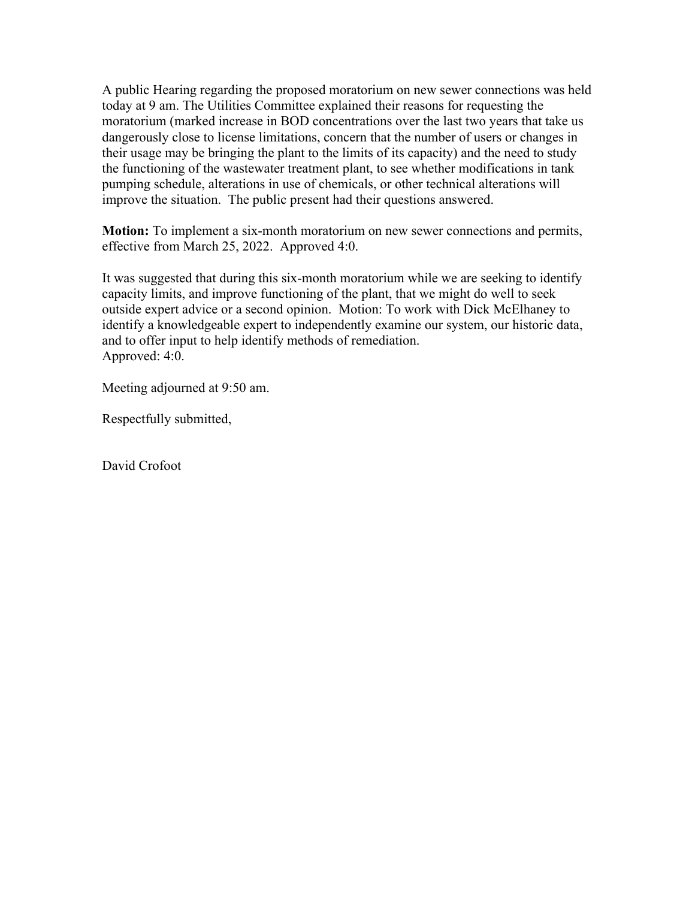A public Hearing regarding the proposed moratorium on new sewer connections was held today at 9 am. The Utilities Committee explained their reasons for requesting the moratorium (marked increase in BOD concentrations over the last two years that take us dangerously close to license limitations, concern that the number of users or changes in their usage may be bringing the plant to the limits of its capacity) and the need to study the functioning of the wastewater treatment plant, to see whether modifications in tank pumping schedule, alterations in use of chemicals, or other technical alterations will improve the situation. The public present had their questions answered.

**Motion:** To implement a six-month moratorium on new sewer connections and permits, effective from March 25, 2022. Approved 4:0.

It was suggested that during this six-month moratorium while we are seeking to identify capacity limits, and improve functioning of the plant, that we might do well to seek outside expert advice or a second opinion. Motion: To work with Dick McElhaney to identify a knowledgeable expert to independently examine our system, our historic data, and to offer input to help identify methods of remediation.
Approved: 4:0.

Meeting adjourned at 9:50 am.

Respectfully submitted,

David Crofoot